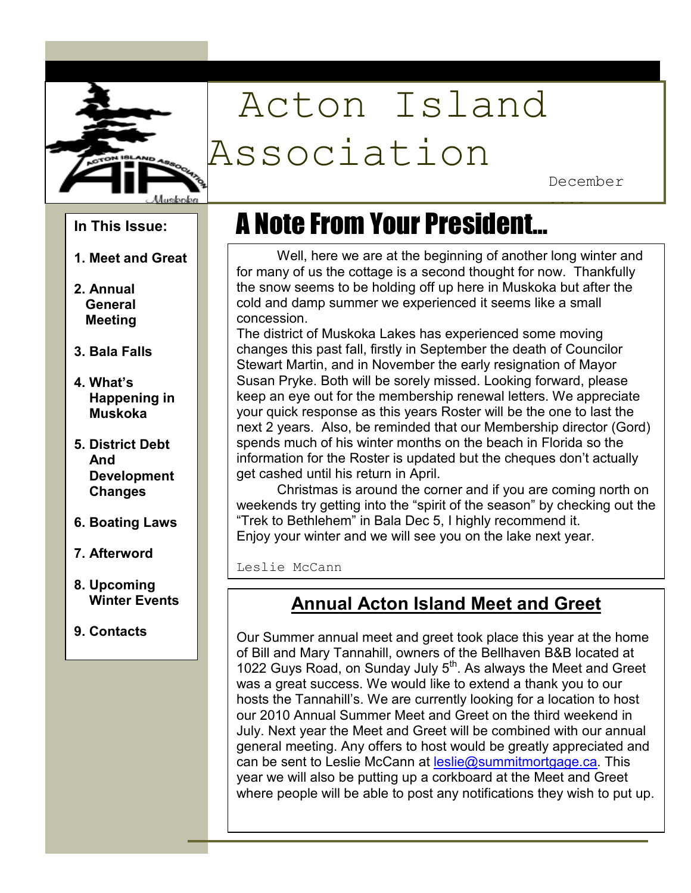# Acton Island Association

December

**In This Issue:**

1. Meet and Great
2. Annual General Meeting
3. Bala Falls
4. What's Happening in Muskoka
5. District Debt And Development Changes
6. Boating Laws
7. Afterword
8. Upcoming Winter Events
9. Contacts

## A Note From Your President...

Well, here we are at the beginning of another long winter and for many of us the cottage is a second thought for now. Thankfully the snow seems to be holding off up here in Muskoka but after the cold and damp summer we experienced it seems like a small concession.

The district of Muskoka Lakes has experienced some moving changes this past fall, firstly in September the death of Councilor Stewart Martin, and in November the early resignation of Mayor Susan Pryke. Both will be sorely missed. Looking forward, please keep an eye out for the membership renewal letters. We appreciate your quick response as this years Roster will be the one to last the next 2 years. Also, be reminded that our Membership director (Gord) spends much of his winter months on the beach in Florida so the information for the Roster is updated but the cheques don't actually get cashed until his return in April.

Christmas is around the corner and if you are coming north on weekends try getting into the "spirit of the season" by checking out the "Trek to Bethlehem" in Bala Dec 5, I highly recommend it.

Enjoy your winter and we will see you on the lake next year.

Leslie McCann

## Annual Acton Island Meet and Greet

Our Summer annual meet and greet took place this year at the home of Bill and Mary Tannahill, owners of the Bellhaven B&B located at 1022 Guys Road, on Sunday July 5th. As always the Meet and Greet was a great success. We would like to extend a thank you to our hosts the Tannahill's. We are currently looking for a location to host our 2010 Annual Summer Meet and Greet on the third weekend in July. Next year the Meet and Greet will be combined with our annual general meeting. Any offers to host would be greatly appreciated and can be sent to Leslie McCann at leslie@summitmortgage.ca. This year we will also be putting up a corkboard at the Meet and Greet where people will be able to post any notifications they wish to put up.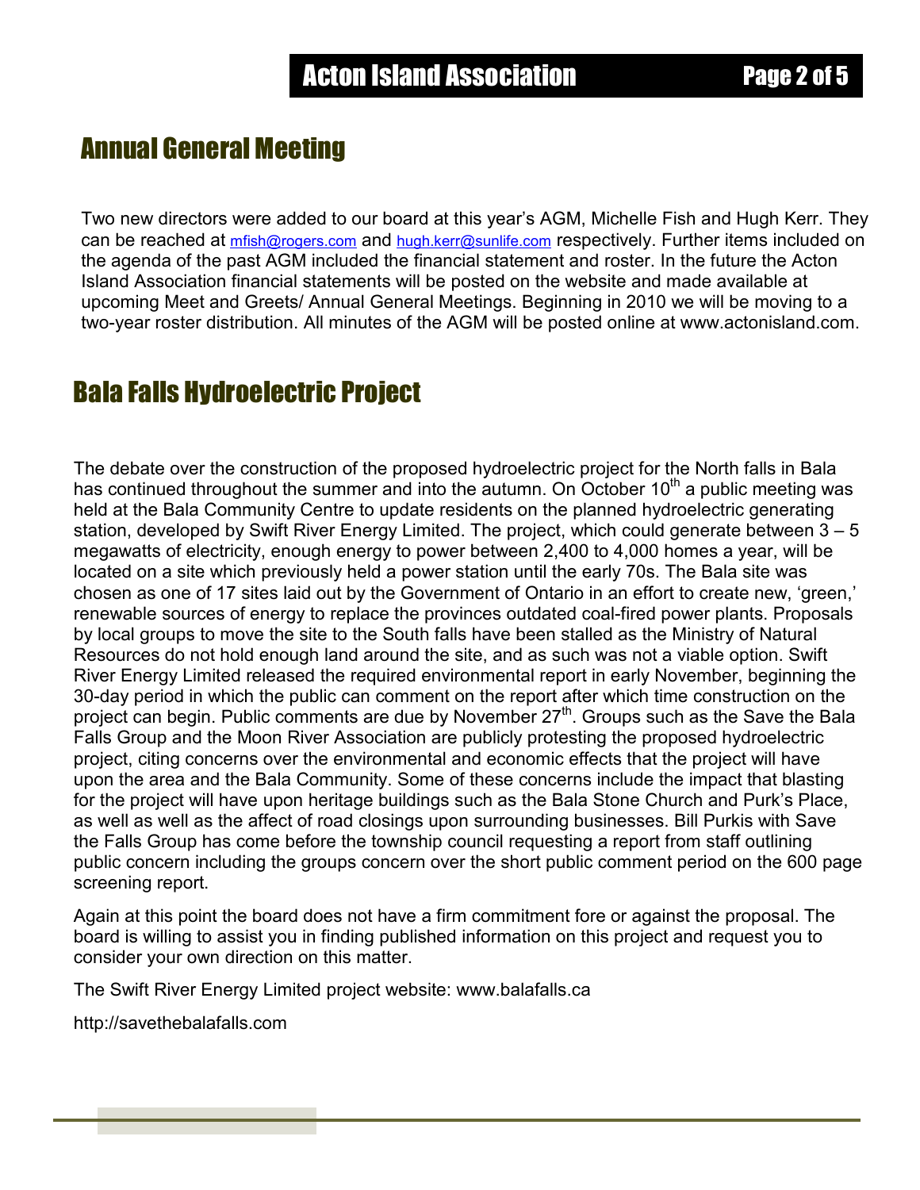## Annual General Meeting

Two new directors were added to our board at this year's AGM, Michelle Fish and Hugh Kerr. They can be reached at mfish@rogers.com and hugh.kerr@sunlife.com respectively. Further items included on the agenda of the past AGM included the financial statement and roster. In the future the Acton Island Association financial statements will be posted on the website and made available at upcoming Meet and Greets/ Annual General Meetings. Beginning in 2010 we will be moving to a two-year roster distribution. All minutes of the AGM will be posted online at www.actonisland.com.

## Bala Falls Hydroelectric Project

The debate over the construction of the proposed hydroelectric project for the North falls in Bala has continued throughout the summer and into the autumn. On October 10th a public meeting was held at the Bala Community Centre to update residents on the planned hydroelectric generating station, developed by Swift River Energy Limited. The project, which could generate between 3 – 5 megawatts of electricity, enough energy to power between 2,400 to 4,000 homes a year, will be located on a site which previously held a power station until the early 70s. The Bala site was chosen as one of 17 sites laid out by the Government of Ontario in an effort to create new, 'green,' renewable sources of energy to replace the provinces outdated coal-fired power plants. Proposals by local groups to move the site to the South falls have been stalled as the Ministry of Natural Resources do not hold enough land around the site, and as such was not a viable option. Swift River Energy Limited released the required environmental report in early November, beginning the 30-day period in which the public can comment on the report after which time construction on the project can begin. Public comments are due by November 27th. Groups such as the Save the Bala Falls Group and the Moon River Association are publicly protesting the proposed hydroelectric project, citing concerns over the environmental and economic effects that the project will have upon the area and the Bala Community. Some of these concerns include the impact that blasting for the project will have upon heritage buildings such as the Bala Stone Church and Purk's Place, as well as well as the affect of road closings upon surrounding businesses. Bill Purkis with Save the Falls Group has come before the township council requesting a report from staff outlining public concern including the groups concern over the short public comment period on the 600 page screening report.

Again at this point the board does not have a firm commitment fore or against the proposal. The board is willing to assist you in finding published information on this project and request you to consider your own direction on this matter.

The Swift River Energy Limited project website: www.balafalls.ca

http://savethebalafalls.com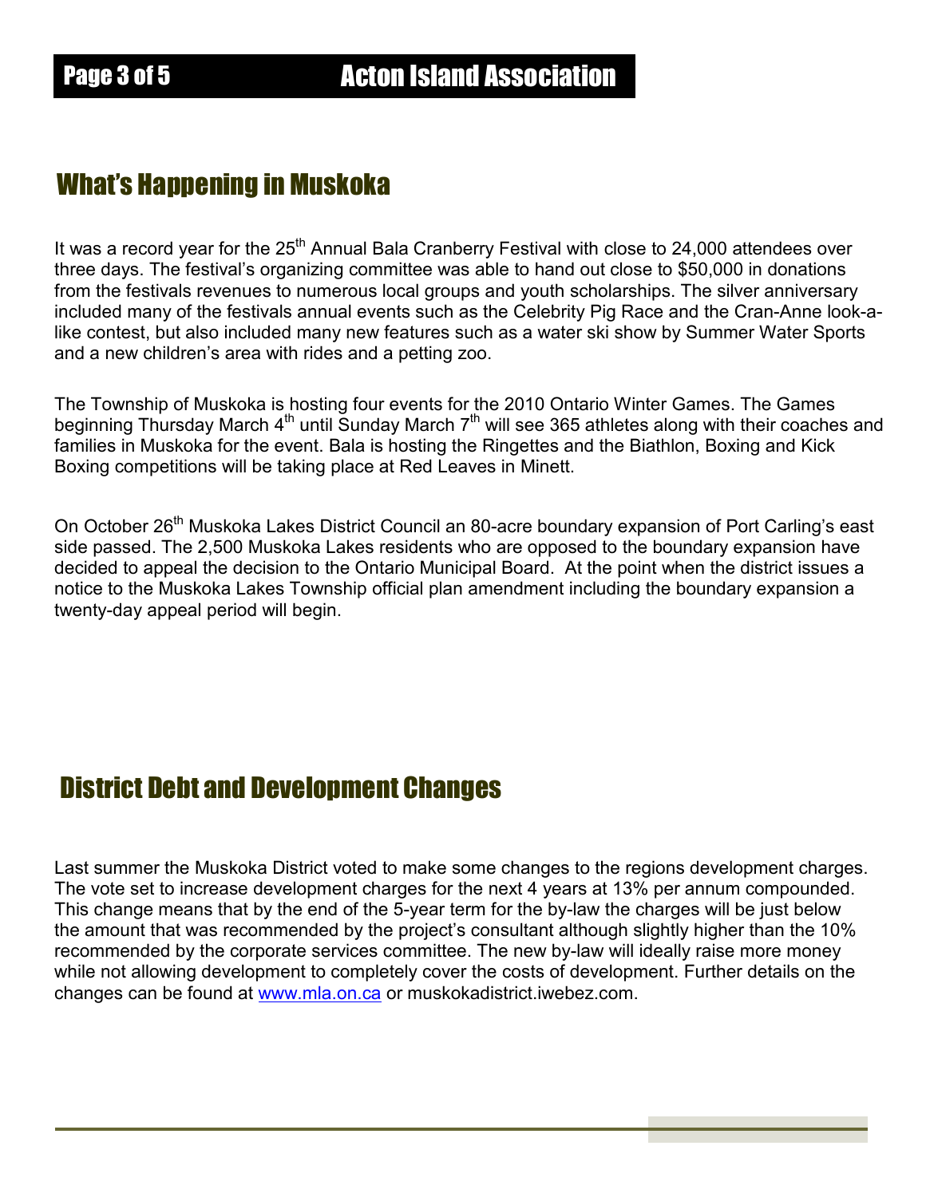## What's Happening in Muskoka

It was a record year for the 25th Annual Bala Cranberry Festival with close to 24,000 attendees over three days. The festival's organizing committee was able to hand out close to $50,000 in donations from the festivals revenues to numerous local groups and youth scholarships. The silver anniversary included many of the festivals annual events such as the Celebrity Pig Race and the Cran-Anne look-a-like contest, but also included many new features such as a water ski show by Summer Water Sports and a new children's area with rides and a petting zoo.

The Township of Muskoka is hosting four events for the 2010 Ontario Winter Games. The Games beginning Thursday March 4th until Sunday March 7th will see 365 athletes along with their coaches and families in Muskoka for the event. Bala is hosting the Ringettes and the Biathlon, Boxing and Kick Boxing competitions will be taking place at Red Leaves in Minett.

On October 26th Muskoka Lakes District Council an 80-acre boundary expansion of Port Carling's east side passed. The 2,500 Muskoka Lakes residents who are opposed to the boundary expansion have decided to appeal the decision to the Ontario Municipal Board. At the point when the district issues a notice to the Muskoka Lakes Township official plan amendment including the boundary expansion a twenty-day appeal period will begin.

## District Debt and Development Changes

Last summer the Muskoka District voted to make some changes to the regions development charges. The vote set to increase development charges for the next 4 years at 13% per annum compounded. This change means that by the end of the 5-year term for the by-law the charges will be just below the amount that was recommended by the project's consultant although slightly higher than the 10% recommended by the corporate services committee. The new by-law will ideally raise more money while not allowing development to completely cover the costs of development. Further details on the changes can be found at [www.mla.on.ca](http://www.mla.on.ca) or muskokadistrict.iwebez.com.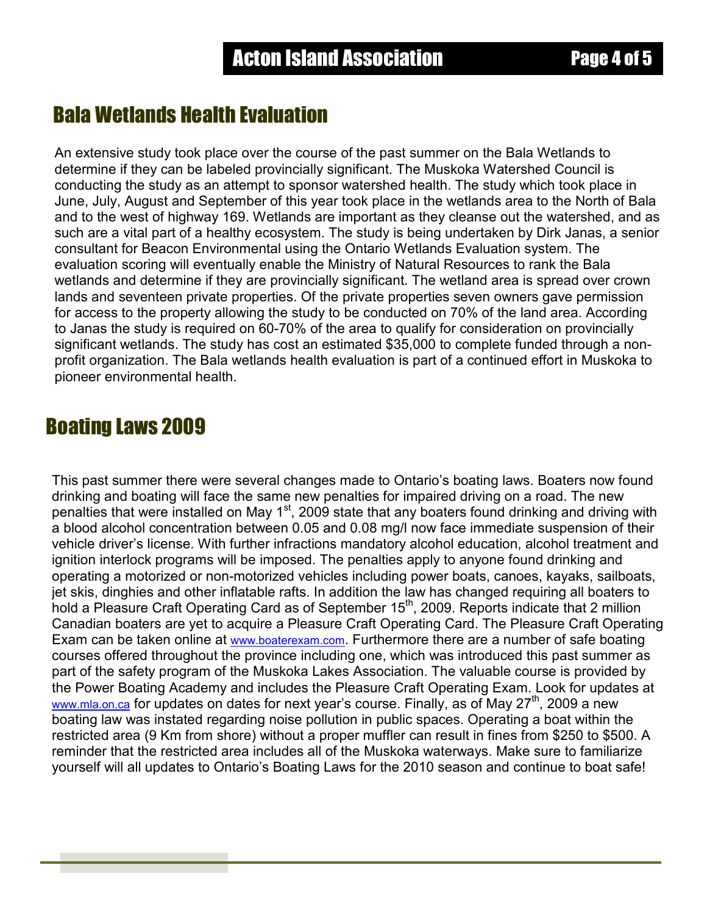## Bala Wetlands Health Evaluation

An extensive study took place over the course of the past summer on the Bala Wetlands to determine if they can be labeled provincially significant. The Muskoka Watershed Council is conducting the study as an attempt to sponsor watershed health. The study which took place in June, July, August and September of this year took place in the wetlands area to the North of Bala and to the west of highway 169. Wetlands are important as they cleanse out the watershed, and as such are a vital part of a healthy ecosystem. The study is being undertaken by Dirk Janas, a senior consultant for Beacon Environmental using the Ontario Wetlands Evaluation system. The evaluation scoring will eventually enable the Ministry of Natural Resources to rank the Bala wetlands and determine if they are provincially significant. The wetland area is spread over crown lands and seventeen private properties. Of the private properties seven owners gave permission for access to the property allowing the study to be conducted on 70% of the land area. According to Janas the study is required on 60-70% of the area to qualify for consideration on provincially significant wetlands. The study has cost an estimated $35,000 to complete funded through a non-profit organization. The Bala wetlands health evaluation is part of a continued effort in Muskoka to pioneer environmental health.

## Boating Laws 2009

This past summer there were several changes made to Ontario's boating laws. Boaters now found drinking and boating will face the same new penalties for impaired driving on a road. The new penalties that were installed on May 1st, 2009 state that any boaters found drinking and driving with a blood alcohol concentration between 0.05 and 0.08 mg/l now face immediate suspension of their vehicle driver's license. With further infractions mandatory alcohol education, alcohol treatment and ignition interlock programs will be imposed. The penalties apply to anyone found drinking and operating a motorized or non-motorized vehicles including power boats, canoes, kayaks, sailboats, jet skis, dinghies and other inflatable rafts. In addition the law has changed requiring all boaters to hold a Pleasure Craft Operating Card as of September 15th, 2009. Reports indicate that 2 million Canadian boaters are yet to acquire a Pleasure Craft Operating Card. The Pleasure Craft Operating Exam can be taken online at www.boaterexam.com. Furthermore there are a number of safe boating courses offered throughout the province including one, which was introduced this past summer as part of the safety program of the Muskoka Lakes Association. The valuable course is provided by the Power Boating Academy and includes the Pleasure Craft Operating Exam. Look for updates at www.mla.on.ca for updates on dates for next year's course. Finally, as of May 27th, 2009 a new boating law was instated regarding noise pollution in public spaces. Operating a boat within the restricted area (9 Km from shore) without a proper muffler can result in fines from $250 to $500. A reminder that the restricted area includes all of the Muskoka waterways. Make sure to familiarize yourself will all updates to Ontario's Boating Laws for the 2010 season and continue to boat safe!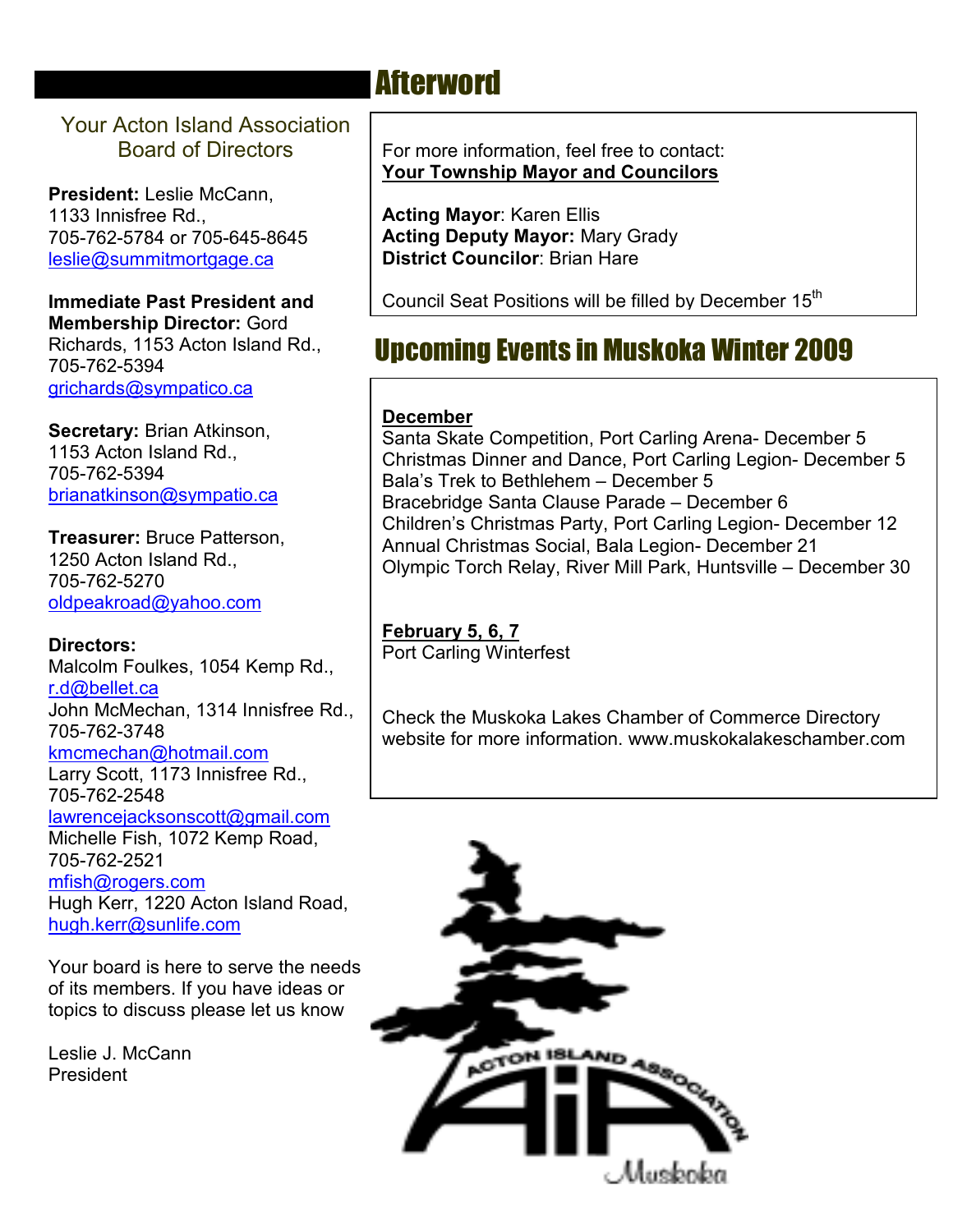## Your Acton Island Association Board of Directors

**President:** Leslie McCann,
1133 Innisfree Rd.,
705-762-5784 or 705-645-8645
leslie@summitmortgage.ca

**Immediate Past President and Membership Director:** Gord Richards, 1153 Acton Island Rd.,
705-762-5394
grichards@sympatico.ca

**Secretary:** Brian Atkinson,
1153 Acton Island Rd.,
705-762-5394
brianatkinson@sympatio.ca

**Treasurer:** Bruce Patterson,
1250 Acton Island Rd.,
705-762-5270
oldpeakroad@yahoo.com

**Directors:**
Malcolm Foulkes, 1054 Kemp Rd.,
r.d@bellet.ca
John McMechan, 1314 Innisfree Rd.,
705-762-3748
kmcmechan@hotmail.com
Larry Scott, 1173 Innisfree Rd.,
705-762-2548
lawrencejacksonscott@gmail.com
Michelle Fish, 1072 Kemp Road,
705-762-2521
mfish@rogers.com
Hugh Kerr, 1220 Acton Island Road,
hugh.kerr@sunlife.com

Your board is here to serve the needs of its members. If you have ideas or topics to discuss please let us know

Leslie J. McCann
President

# Afterword

For more information, feel free to contact:
**Your Township Mayor and Councilors**

**Acting Mayor**: Karen Ellis
**Acting Deputy Mayor:** Mary Grady
**District Councilor**: Brian Hare

Council Seat Positions will be filled by December 15th

# Upcoming Events in Muskoka Winter 2009

**December**
Santa Skate Competition, Port Carling Arena- December 5
Christmas Dinner and Dance, Port Carling Legion- December 5
Bala's Trek to Bethlehem – December 5
Bracebridge Santa Clause Parade – December 6
Children's Christmas Party, Port Carling Legion- December 12
Annual Christmas Social, Bala Legion- December 21
Olympic Torch Relay, River Mill Park, Huntsville – December 30

**February 5, 6, 7**
Port Carling Winterfest

Check the Muskoka Lakes Chamber of Commerce Directory website for more information. www.muskokalakeschamber.com